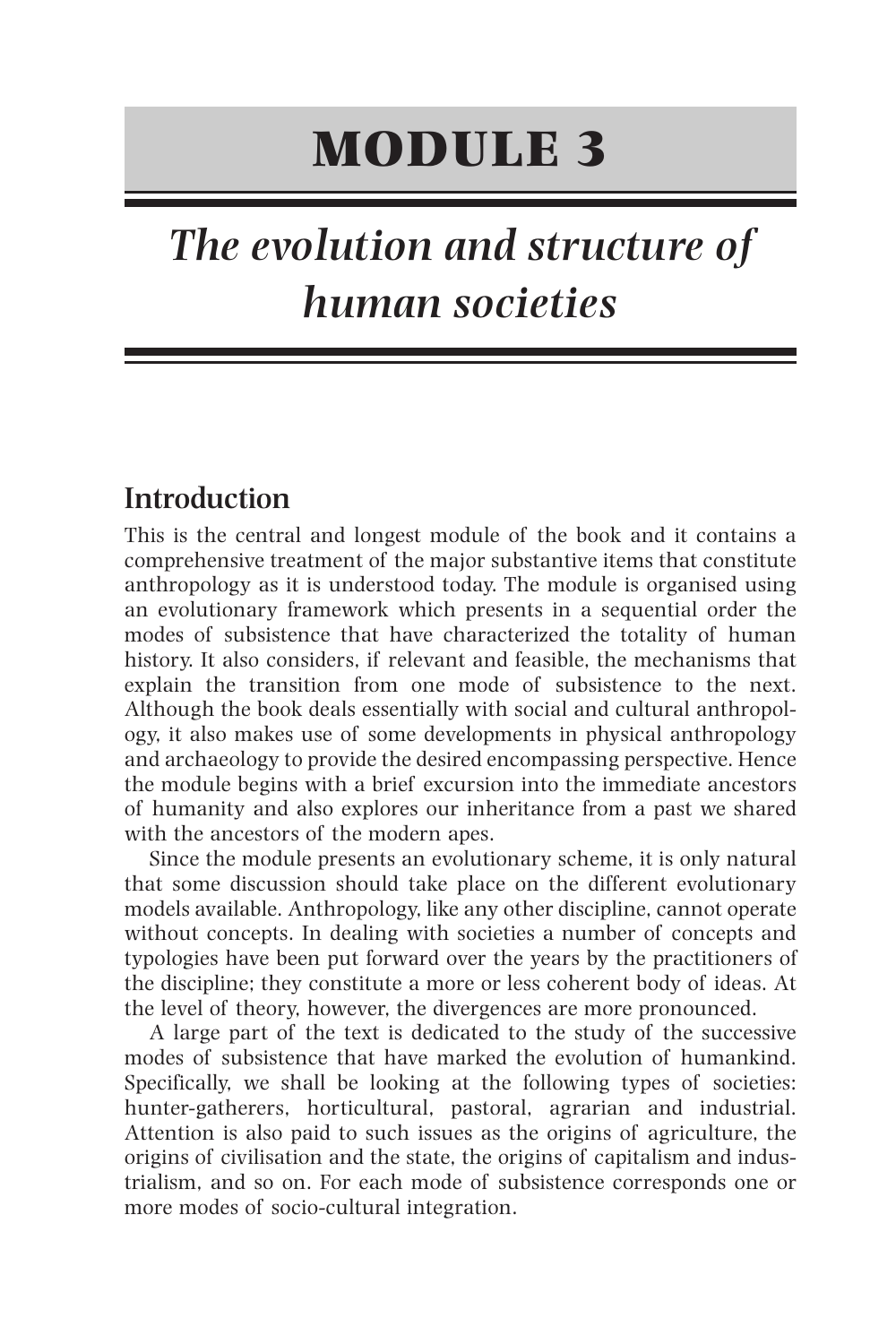# MODULE 3

## *The evolution and structure of human societies*

### Introduction

This is the central and longest module of the book and it contains a comprehensive treatment of the major substantive items that constitute anthropology as it is understood today. The module is organised using an evolutionary framework which presents in a sequential order the modes of subsistence that have characterized the totality of human history. It also considers, if relevant and feasible, the mechanisms that explain the transition from one mode of subsistence to the next. Although the book deals essentially with social and cultural anthropology, it also makes use of some developments in physical anthropology and archaeology to provide the desired encompassing perspective. Hence the module begins with a brief excursion into the immediate ancestors of humanity and also explores our inheritance from a past we shared with the ancestors of the modern apes.

Since the module presents an evolutionary scheme, it is only natural that some discussion should take place on the different evolutionary models available. Anthropology, like any other discipline, cannot operate without concepts. In dealing with societies a number of concepts and typologies have been put forward over the years by the practitioners of the discipline; they constitute a more or less coherent body of ideas. At the level of theory, however, the divergences are more pronounced.

A large part of the text is dedicated to the study of the successive modes of subsistence that have marked the evolution of humankind. Specifically, we shall be looking at the following types of societies: hunter-gatherers, horticultural, pastoral, agrarian and industrial. Attention is also paid to such issues as the origins of agriculture, the origins of civilisation and the state, the origins of capitalism and industrialism, and so on. For each mode of subsistence corresponds one or more modes of socio-cultural integration.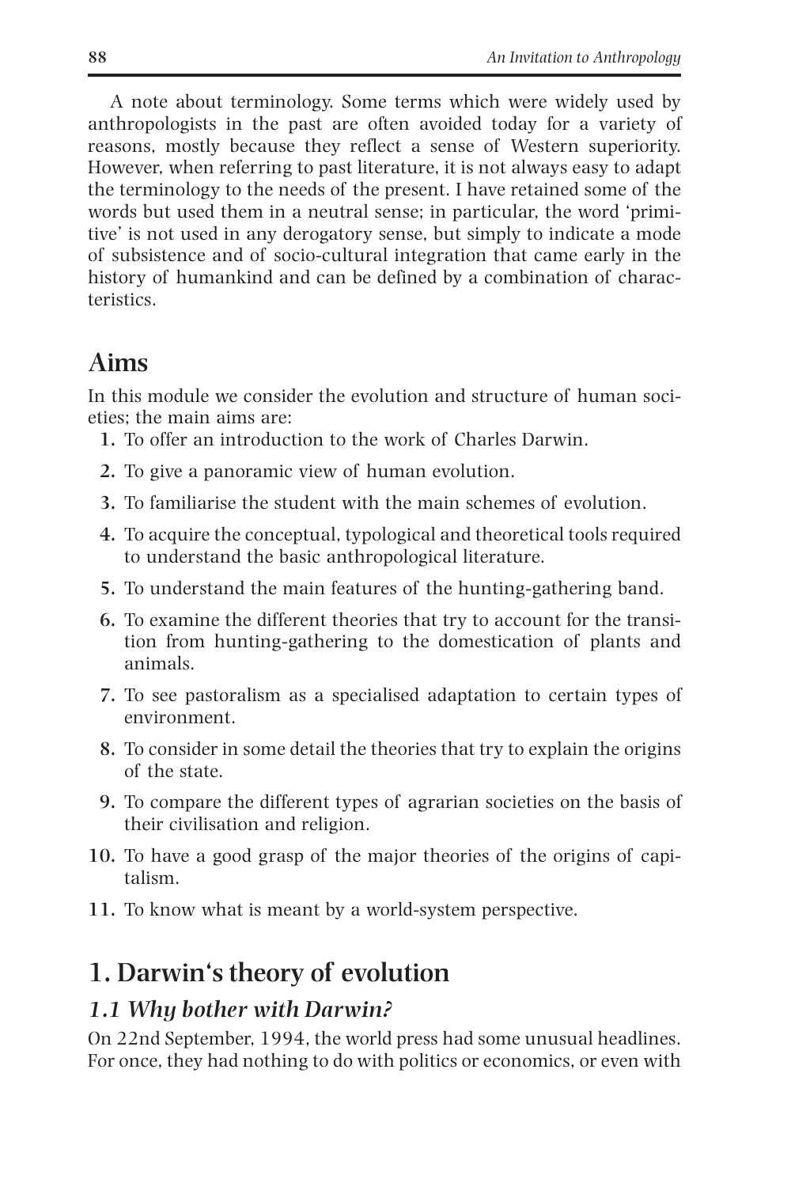A note about terminology. Some terms which were widely used by anthropologists in the past are often avoided today for a variety of reasons, mostly because they reflect a sense of Western superiority. However, when referring to past literature, it is not always easy to adapt the terminology to the needs of the present. I have retained some of the words but used them in a neutral sense; in particular, the word 'primitive' is not used in any derogatory sense, but simply to indicate a mode of subsistence and of socio-cultural integration that came early in the history of humankind and can be defined by a combination of characteristics.

## Aims

In this module we consider the evolution and structure of human societies; the main aims are:

1. To offer an introduction to the work of Charles Darwin.
2. To give a panoramic view of human evolution.
3. To familiarise the student with the main schemes of evolution.
4. To acquire the conceptual, typological and theoretical tools required to understand the basic anthropological literature.
5. To understand the main features of the hunting-gathering band.
6. To examine the different theories that try to account for the transition from hunting-gathering to the domestication of plants and animals.
7. To see pastoralism as a specialised adaptation to certain types of environment.
8. To consider in some detail the theories that try to explain the origins of the state.
9. To compare the different types of agrarian societies on the basis of their civilisation and religion.
10. To have a good grasp of the major theories of the origins of capitalism.
11. To know what is meant by a world-system perspective.

## 1. Darwin's theory of evolution

### *1.1 Why bother with Darwin?*

On 22nd September, 1994, the world press had some unusual headlines. For once, they had nothing to do with politics or economics, or even with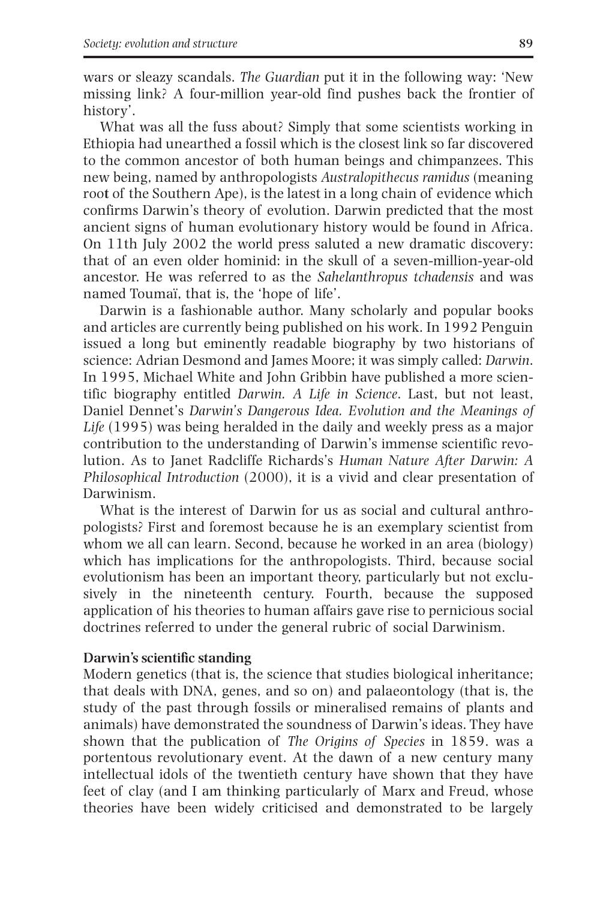wars or sleazy scandals. *The Guardian* put it in the following way: 'New missing link? A four-million year-old find pushes back the frontier of history'.

What was all the fuss about? Simply that some scientists working in Ethiopia had unearthed a fossil which is the closest link so far discovered to the common ancestor of both human beings and chimpanzees. This new being, named by anthropologists *Australopithecus ramidus* (meaning root of the Southern Ape), is the latest in a long chain of evidence which confirms Darwin's theory of evolution. Darwin predicted that the most ancient signs of human evolutionary history would be found in Africa. On 11th July 2002 the world press saluted a new dramatic discovery: that of an even older hominid: in the skull of a seven-million-year-old ancestor. He was referred to as the *Sahelanthropus tchadensis* and was named Toumaï, that is, the 'hope of life'.

Darwin is a fashionable author. Many scholarly and popular books and articles are currently being published on his work. In 1992 Penguin issued a long but eminently readable biography by two historians of science: Adrian Desmond and James Moore; it was simply called: *Darwin*. In 1995, Michael White and John Gribbin have published a more scientific biography entitled *Darwin. A Life in Science*. Last, but not least, Daniel Dennet's *Darwin's Dangerous Idea. Evolution and the Meanings of Life* (1995) was being heralded in the daily and weekly press as a major contribution to the understanding of Darwin's immense scientific revolution. As to Janet Radcliffe Richards's *Human Nature After Darwin: A Philosophical Introduction* (2000), it is a vivid and clear presentation of Darwinism.

What is the interest of Darwin for us as social and cultural anthropologists? First and foremost because he is an exemplary scientist from whom we all can learn. Second, because he worked in an area (biology) which has implications for the anthropologists. Third, because social evolutionism has been an important theory, particularly but not exclusively in the nineteenth century. Fourth, because the supposed application of his theories to human affairs gave rise to pernicious social doctrines referred to under the general rubric of social Darwinism.

### Darwin's scientific standing

Modern genetics (that is, the science that studies biological inheritance; that deals with DNA, genes, and so on) and palaeontology (that is, the study of the past through fossils or mineralised remains of plants and animals) have demonstrated the soundness of Darwin's ideas. They have shown that the publication of *The Origins of Species* in 1859. was a portentous revolutionary event. At the dawn of a new century many intellectual idols of the twentieth century have shown that they have feet of clay (and I am thinking particularly of Marx and Freud, whose theories have been widely criticised and demonstrated to be largely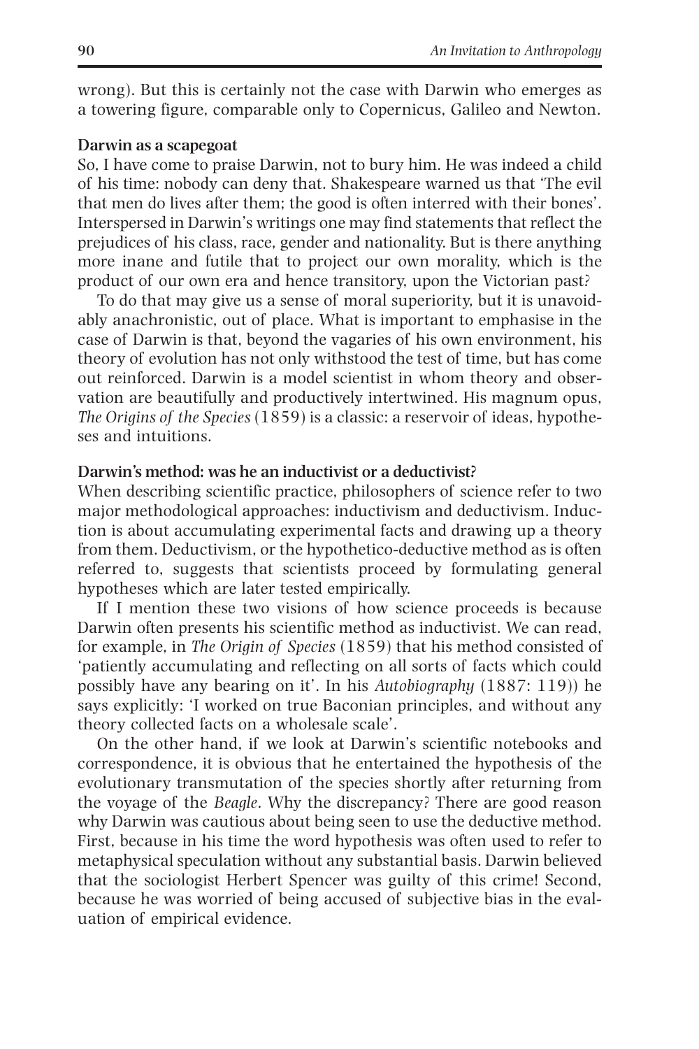wrong). But this is certainly not the case with Darwin who emerges as a towering figure, comparable only to Copernicus, Galileo and Newton.

### Darwin as a scapegoat

So, I have come to praise Darwin, not to bury him. He was indeed a child of his time: nobody can deny that. Shakespeare warned us that 'The evil that men do lives after them; the good is often interred with their bones'. Interspersed in Darwin's writings one may find statements that reflect the prejudices of his class, race, gender and nationality. But is there anything more inane and futile that to project our own morality, which is the product of our own era and hence transitory, upon the Victorian past?

To do that may give us a sense of moral superiority, but it is unavoidably anachronistic, out of place. What is important to emphasise in the case of Darwin is that, beyond the vagaries of his own environment, his theory of evolution has not only withstood the test of time, but has come out reinforced. Darwin is a model scientist in whom theory and observation are beautifully and productively intertwined. His magnum opus, *The Origins of the Species* (1859) is a classic: a reservoir of ideas, hypotheses and intuitions.

### Darwin's method: was he an inductivist or a deductivist?

When describing scientific practice, philosophers of science refer to two major methodological approaches: inductivism and deductivism. Induction is about accumulating experimental facts and drawing up a theory from them. Deductivism, or the hypothetico-deductive method as is often referred to, suggests that scientists proceed by formulating general hypotheses which are later tested empirically.

If I mention these two visions of how science proceeds is because Darwin often presents his scientific method as inductivist. We can read, for example, in *The Origin of Species* (1859) that his method consisted of 'patiently accumulating and reflecting on all sorts of facts which could possibly have any bearing on it'. In his *Autobiography* (1887: 119)) he says explicitly: 'I worked on true Baconian principles, and without any theory collected facts on a wholesale scale'.

On the other hand, if we look at Darwin's scientific notebooks and correspondence, it is obvious that he entertained the hypothesis of the evolutionary transmutation of the species shortly after returning from the voyage of the *Beagle*. Why the discrepancy? There are good reason why Darwin was cautious about being seen to use the deductive method. First, because in his time the word hypothesis was often used to refer to metaphysical speculation without any substantial basis. Darwin believed that the sociologist Herbert Spencer was guilty of this crime! Second, because he was worried of being accused of subjective bias in the evaluation of empirical evidence.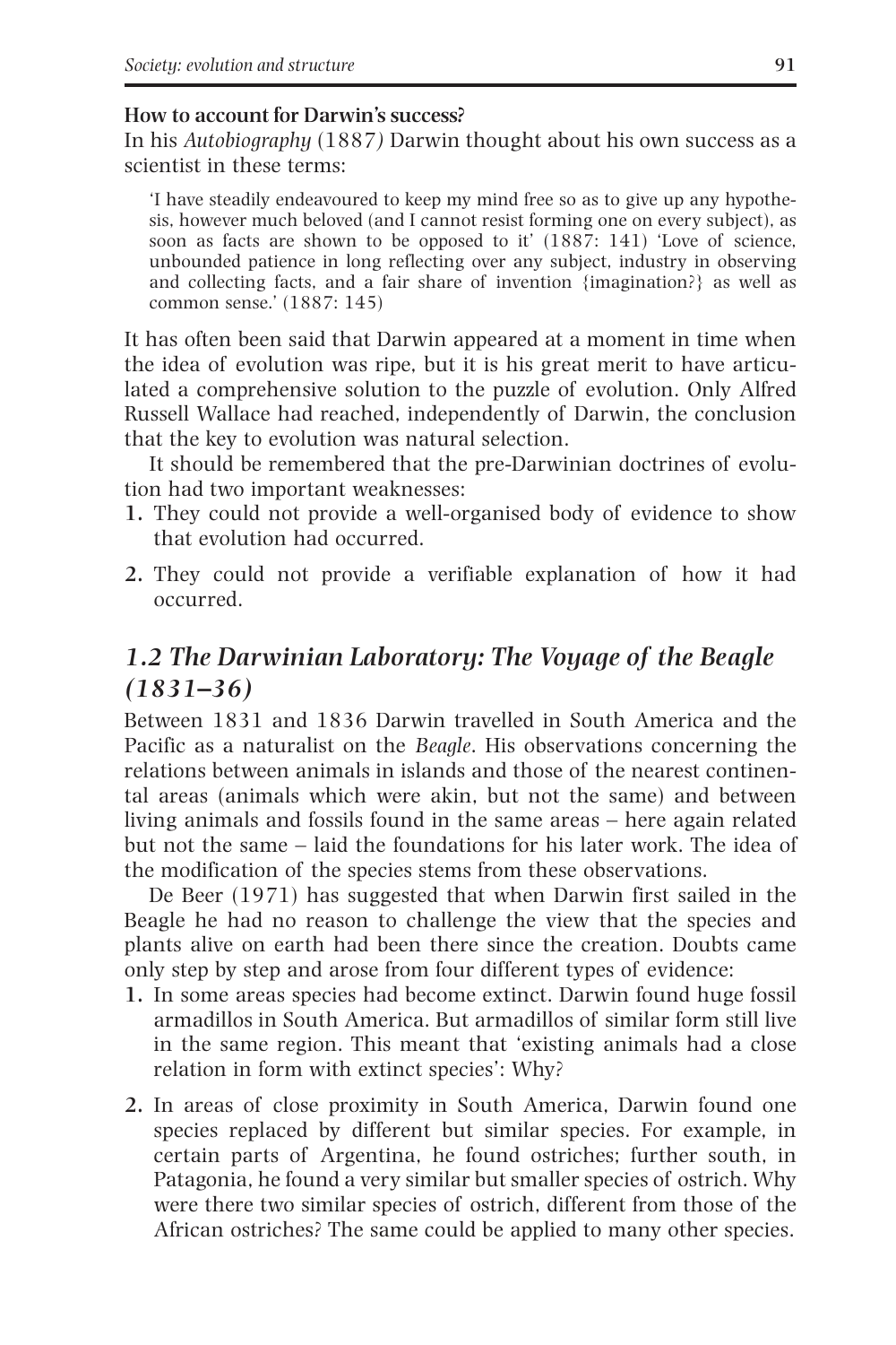**How to account for Darwin's success?**

In his *Autobiography* (1887) Darwin thought about his own success as a scientist in these terms:

> 'I have steadily endeavoured to keep my mind free so as to give up any hypothesis, however much beloved (and I cannot resist forming one on every subject), as soon as facts are shown to be opposed to it' (1887: 141) 'Love of science, unbounded patience in long reflecting over any subject, industry in observing and collecting facts, and a fair share of invention {imagination?} as well as common sense.' (1887: 145)

It has often been said that Darwin appeared at a moment in time when the idea of evolution was ripe, but it is his great merit to have articulated a comprehensive solution to the puzzle of evolution. Only Alfred Russell Wallace had reached, independently of Darwin, the conclusion that the key to evolution was natural selection.

It should be remembered that the pre-Darwinian doctrines of evolution had two important weaknesses:

1. They could not provide a well-organised body of evidence to show that evolution had occurred.
2. They could not provide a verifiable explanation of how it had occurred.

## *1.2 The Darwinian Laboratory: The Voyage of the Beagle (1831–36)*

Between 1831 and 1836 Darwin travelled in South America and the Pacific as a naturalist on the *Beagle*. His observations concerning the relations between animals in islands and those of the nearest continental areas (animals which were akin, but not the same) and between living animals and fossils found in the same areas – here again related but not the same – laid the foundations for his later work. The idea of the modification of the species stems from these observations.

De Beer (1971) has suggested that when Darwin first sailed in the Beagle he had no reason to challenge the view that the species and plants alive on earth had been there since the creation. Doubts came only step by step and arose from four different types of evidence:

1. In some areas species had become extinct. Darwin found huge fossil armadillos in South America. But armadillos of similar form still live in the same region. This meant that 'existing animals had a close relation in form with extinct species': Why?
2. In areas of close proximity in South America, Darwin found one species replaced by different but similar species. For example, in certain parts of Argentina, he found ostriches; further south, in Patagonia, he found a very similar but smaller species of ostrich. Why were there two similar species of ostrich, different from those of the African ostriches? The same could be applied to many other species.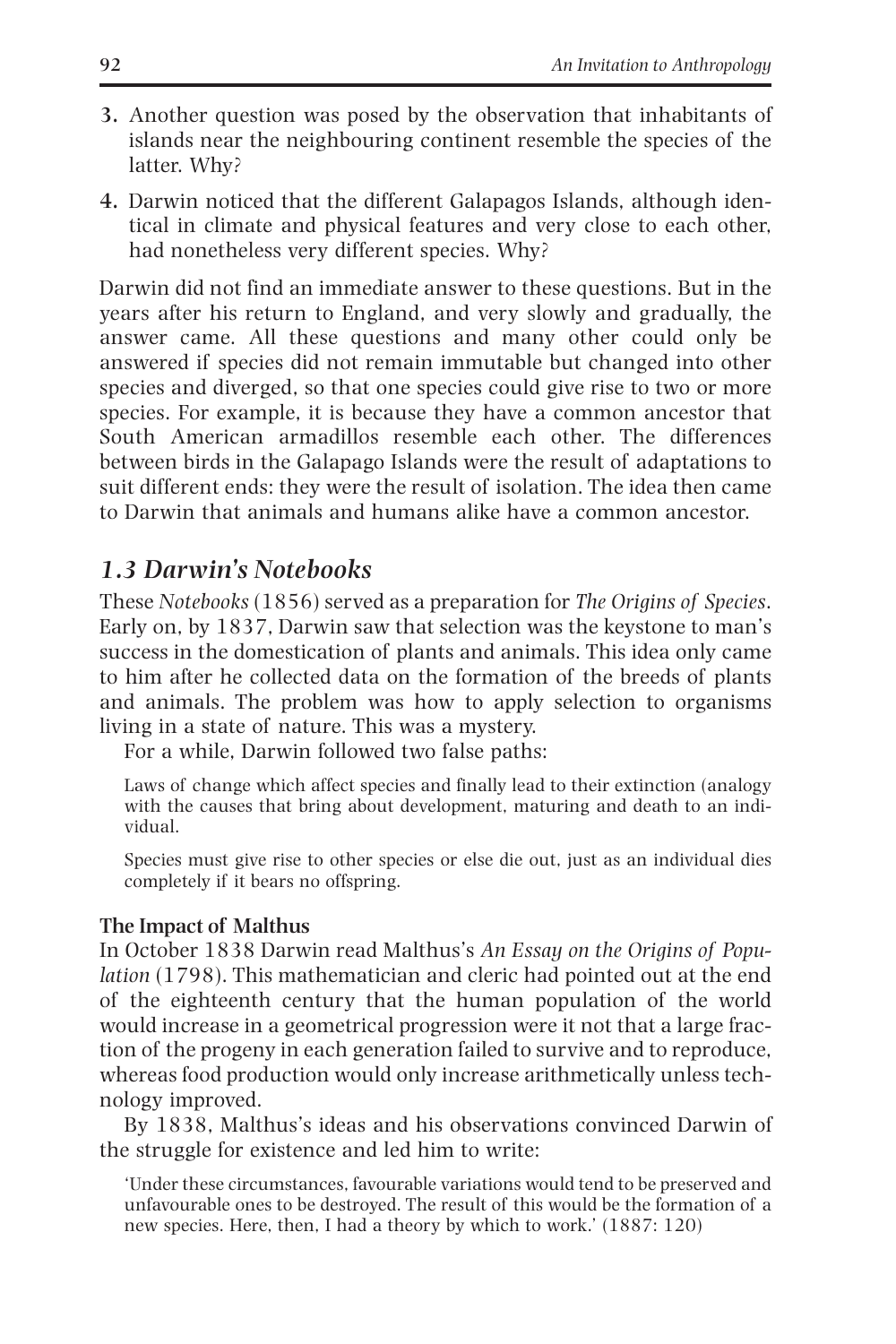3. Another question was posed by the observation that inhabitants of islands near the neighbouring continent resemble the species of the latter. Why?

4. Darwin noticed that the different Galapagos Islands, although identical in climate and physical features and very close to each other, had nonetheless very different species. Why?

Darwin did not find an immediate answer to these questions. But in the years after his return to England, and very slowly and gradually, the answer came. All these questions and many other could only be answered if species did not remain immutable but changed into other species and diverged, so that one species could give rise to two or more species. For example, it is because they have a common ancestor that South American armadillos resemble each other. The differences between birds in the Galapago Islands were the result of adaptations to suit different ends: they were the result of isolation. The idea then came to Darwin that animals and humans alike have a common ancestor.

## *1.3 Darwin's Notebooks*

These *Notebooks* (1856) served as a preparation for *The Origins of Species*. Early on, by 1837, Darwin saw that selection was the keystone to man's success in the domestication of plants and animals. This idea only came to him after he collected data on the formation of the breeds of plants and animals. The problem was how to apply selection to organisms living in a state of nature. This was a mystery.

For a while, Darwin followed two false paths:

> Laws of change which affect species and finally lead to their extinction (analogy with the causes that bring about development, maturing and death to an individual.
>
> Species must give rise to other species or else die out, just as an individual dies completely if it bears no offspring.

### The Impact of Malthus

In October 1838 Darwin read Malthus's *An Essay on the Origins of Population* (1798). This mathematician and cleric had pointed out at the end of the eighteenth century that the human population of the world would increase in a geometrical progression were it not that a large fraction of the progeny in each generation failed to survive and to reproduce, whereas food production would only increase arithmetically unless technology improved.

By 1838, Malthus's ideas and his observations convinced Darwin of the struggle for existence and led him to write:

> 'Under these circumstances, favourable variations would tend to be preserved and unfavourable ones to be destroyed. The result of this would be the formation of a new species. Here, then, I had a theory by which to work.' (1887: 120)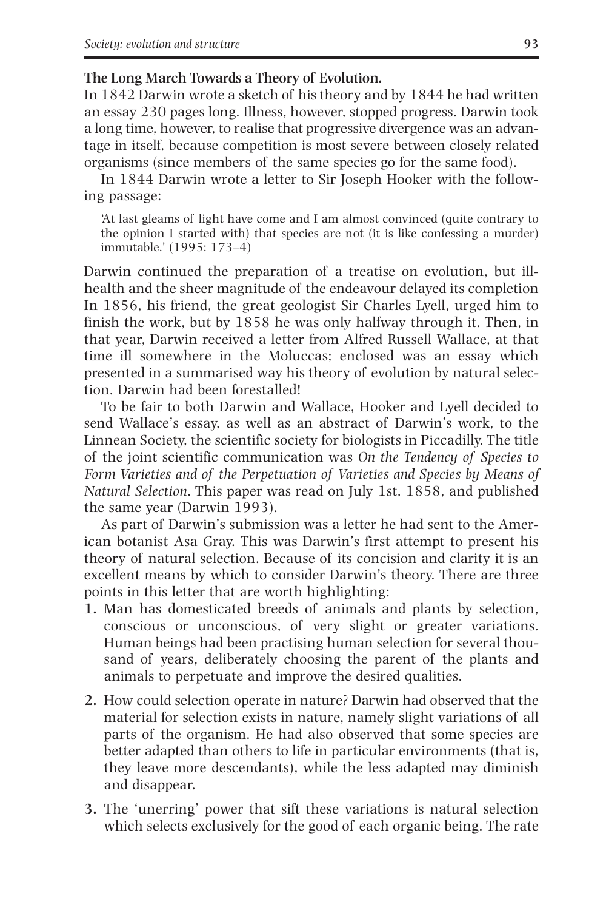**The Long March Towards a Theory of Evolution.**

In 1842 Darwin wrote a sketch of his theory and by 1844 he had written an essay 230 pages long. Illness, however, stopped progress. Darwin took a long time, however, to realise that progressive divergence was an advantage in itself, because competition is most severe between closely related organisms (since members of the same species go for the same food).

In 1844 Darwin wrote a letter to Sir Joseph Hooker with the following passage:

> 'At last gleams of light have come and I am almost convinced (quite contrary to the opinion I started with) that species are not (it is like confessing a murder) immutable.' (1995: 173–4)

Darwin continued the preparation of a treatise on evolution, but ill-health and the sheer magnitude of the endeavour delayed its completion In 1856, his friend, the great geologist Sir Charles Lyell, urged him to finish the work, but by 1858 he was only halfway through it. Then, in that year, Darwin received a letter from Alfred Russell Wallace, at that time ill somewhere in the Moluccas; enclosed was an essay which presented in a summarised way his theory of evolution by natural selection. Darwin had been forestalled!

To be fair to both Darwin and Wallace, Hooker and Lyell decided to send Wallace's essay, as well as an abstract of Darwin's work, to the Linnean Society, the scientific society for biologists in Piccadilly. The title of the joint scientific communication was *On the Tendency of Species to Form Varieties and of the Perpetuation of Varieties and Species by Means of Natural Selection*. This paper was read on July 1st, 1858, and published the same year (Darwin 1993).

As part of Darwin's submission was a letter he had sent to the American botanist Asa Gray. This was Darwin's first attempt to present his theory of natural selection. Because of its concision and clarity it is an excellent means by which to consider Darwin's theory. There are three points in this letter that are worth highlighting:

1. Man has domesticated breeds of animals and plants by selection, conscious or unconscious, of very slight or greater variations. Human beings had been practising human selection for several thousand of years, deliberately choosing the parent of the plants and animals to perpetuate and improve the desired qualities.
2. How could selection operate in nature? Darwin had observed that the material for selection exists in nature, namely slight variations of all parts of the organism. He had also observed that some species are better adapted than others to life in particular environments (that is, they leave more descendants), while the less adapted may diminish and disappear.
3. The 'unerring' power that sift these variations is natural selection which selects exclusively for the good of each organic being. The rate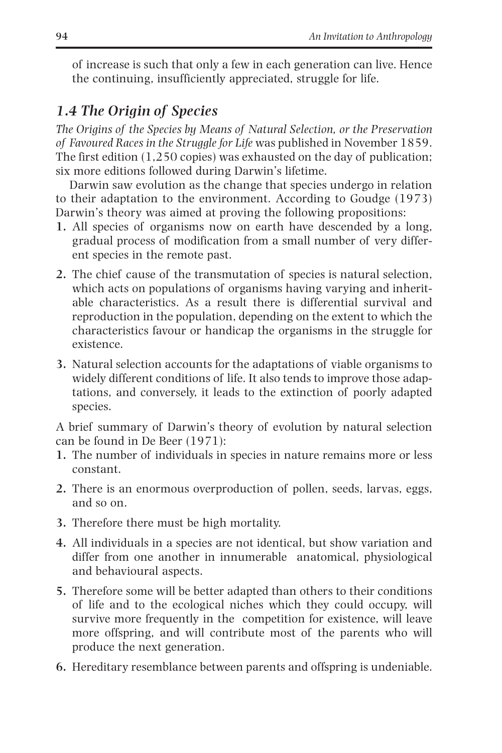of increase is such that only a few in each generation can live. Hence the continuing, insufficiently appreciated, struggle for life.

### *1.4 The Origin of Species*

*The Origins of the Species by Means of Natural Selection, or the Preservation of Favoured Races in the Struggle for Life* was published in November 1859. The first edition (1,250 copies) was exhausted on the day of publication; six more editions followed during Darwin's lifetime.

Darwin saw evolution as the change that species undergo in relation to their adaptation to the environment. According to Goudge (1973) Darwin's theory was aimed at proving the following propositions:

1. All species of organisms now on earth have descended by a long, gradual process of modification from a small number of very different species in the remote past.
2. The chief cause of the transmutation of species is natural selection, which acts on populations of organisms having varying and inheritable characteristics. As a result there is differential survival and reproduction in the population, depending on the extent to which the characteristics favour or handicap the organisms in the struggle for existence.
3. Natural selection accounts for the adaptations of viable organisms to widely different conditions of life. It also tends to improve those adaptations, and conversely, it leads to the extinction of poorly adapted species.

A brief summary of Darwin's theory of evolution by natural selection can be found in De Beer (1971):

1. The number of individuals in species in nature remains more or less constant.
2. There is an enormous overproduction of pollen, seeds, larvas, eggs, and so on.
3. Therefore there must be high mortality.
4. All individuals in a species are not identical, but show variation and differ from one another in innumerable anatomical, physiological and behavioural aspects.
5. Therefore some will be better adapted than others to their conditions of life and to the ecological niches which they could occupy, will survive more frequently in the competition for existence, will leave more offspring, and will contribute most of the parents who will produce the next generation.
6. Hereditary resemblance between parents and offspring is undeniable.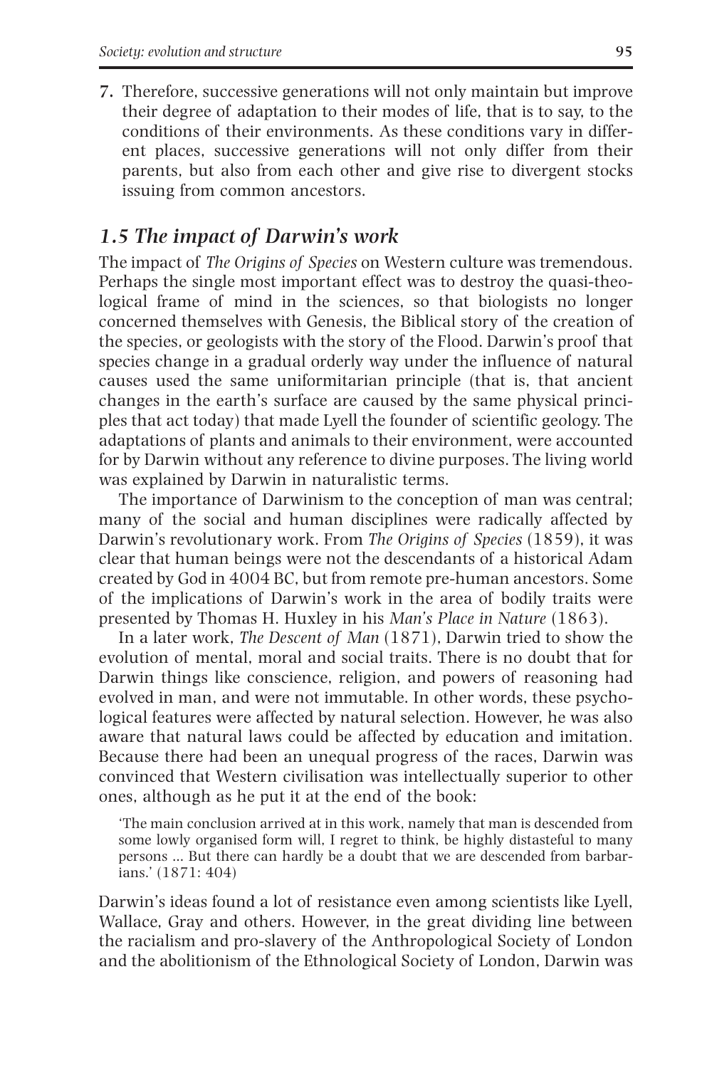7. Therefore, successive generations will not only maintain but improve their degree of adaptation to their modes of life, that is to say, to the conditions of their environments. As these conditions vary in different places, successive generations will not only differ from their parents, but also from each other and give rise to divergent stocks issuing from common ancestors.

## *1.5 The impact of Darwin's work*

The impact of *The Origins of Species* on Western culture was tremendous. Perhaps the single most important effect was to destroy the quasi-theological frame of mind in the sciences, so that biologists no longer concerned themselves with Genesis, the Biblical story of the creation of the species, or geologists with the story of the Flood. Darwin's proof that species change in a gradual orderly way under the influence of natural causes used the same uniformitarian principle (that is, that ancient changes in the earth's surface are caused by the same physical principles that act today) that made Lyell the founder of scientific geology. The adaptations of plants and animals to their environment, were accounted for by Darwin without any reference to divine purposes. The living world was explained by Darwin in naturalistic terms.

The importance of Darwinism to the conception of man was central; many of the social and human disciplines were radically affected by Darwin's revolutionary work. From *The Origins of Species* (1859), it was clear that human beings were not the descendants of a historical Adam created by God in 4004 BC, but from remote pre-human ancestors. Some of the implications of Darwin's work in the area of bodily traits were presented by Thomas H. Huxley in his *Man's Place in Nature* (1863).

In a later work, *The Descent of Man* (1871), Darwin tried to show the evolution of mental, moral and social traits. There is no doubt that for Darwin things like conscience, religion, and powers of reasoning had evolved in man, and were not immutable. In other words, these psychological features were affected by natural selection. However, he was also aware that natural laws could be affected by education and imitation. Because there had been an unequal progress of the races, Darwin was convinced that Western civilisation was intellectually superior to other ones, although as he put it at the end of the book:

> 'The main conclusion arrived at in this work, namely that man is descended from some lowly organised form will, I regret to think, be highly distasteful to many persons ... But there can hardly be a doubt that we are descended from barbarians.' (1871: 404)

Darwin's ideas found a lot of resistance even among scientists like Lyell, Wallace, Gray and others. However, in the great dividing line between the racialism and pro-slavery of the Anthropological Society of London and the abolitionism of the Ethnological Society of London, Darwin was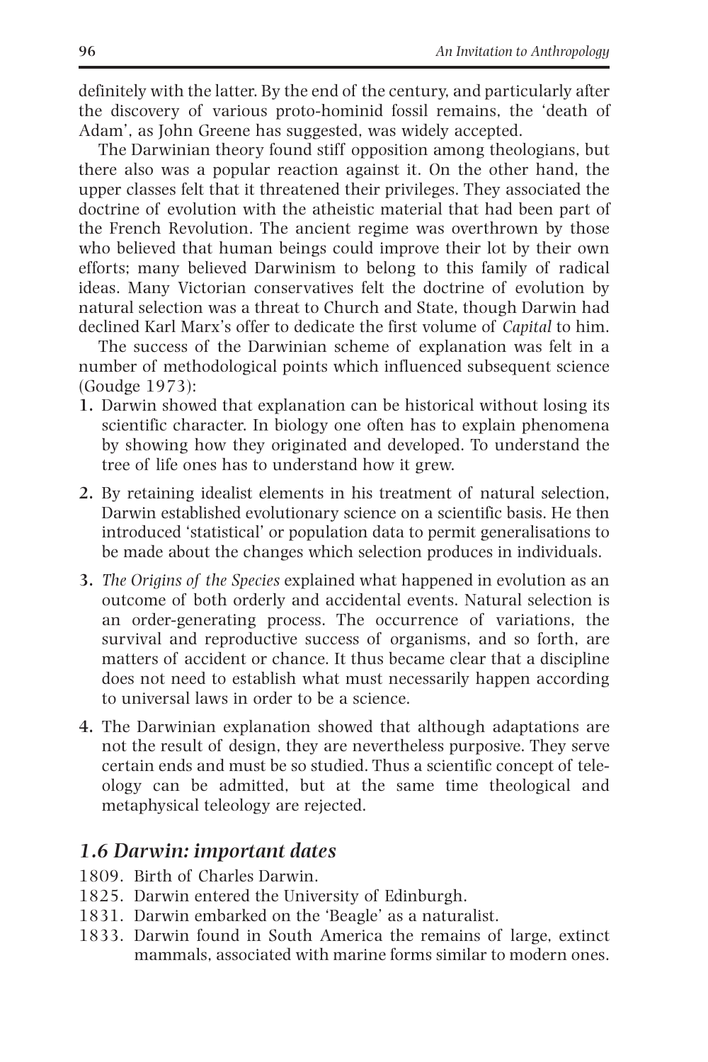definitely with the latter. By the end of the century, and particularly after the discovery of various proto-hominid fossil remains, the 'death of Adam', as John Greene has suggested, was widely accepted.

The Darwinian theory found stiff opposition among theologians, but there also was a popular reaction against it. On the other hand, the upper classes felt that it threatened their privileges. They associated the doctrine of evolution with the atheistic material that had been part of the French Revolution. The ancient regime was overthrown by those who believed that human beings could improve their lot by their own efforts; many believed Darwinism to belong to this family of radical ideas. Many Victorian conservatives felt the doctrine of evolution by natural selection was a threat to Church and State, though Darwin had declined Karl Marx's offer to dedicate the first volume of *Capital* to him.

The success of the Darwinian scheme of explanation was felt in a number of methodological points which influenced subsequent science (Goudge 1973):

1. Darwin showed that explanation can be historical without losing its scientific character. In biology one often has to explain phenomena by showing how they originated and developed. To understand the tree of life ones has to understand how it grew.
2. By retaining idealist elements in his treatment of natural selection, Darwin established evolutionary science on a scientific basis. He then introduced 'statistical' or population data to permit generalisations to be made about the changes which selection produces in individuals.
3. *The Origins of the Species* explained what happened in evolution as an outcome of both orderly and accidental events. Natural selection is an order-generating process. The occurrence of variations, the survival and reproductive success of organisms, and so forth, are matters of accident or chance. It thus became clear that a discipline does not need to establish what must necessarily happen according to universal laws in order to be a science.
4. The Darwinian explanation showed that although adaptations are not the result of design, they are nevertheless purposive. They serve certain ends and must be so studied. Thus a scientific concept of teleology can be admitted, but at the same time theological and metaphysical teleology are rejected.

### *1.6 Darwin: important dates*

1809. Birth of Charles Darwin.
1825. Darwin entered the University of Edinburgh.
1831. Darwin embarked on the 'Beagle' as a naturalist.
1833. Darwin found in South America the remains of large, extinct mammals, associated with marine forms similar to modern ones.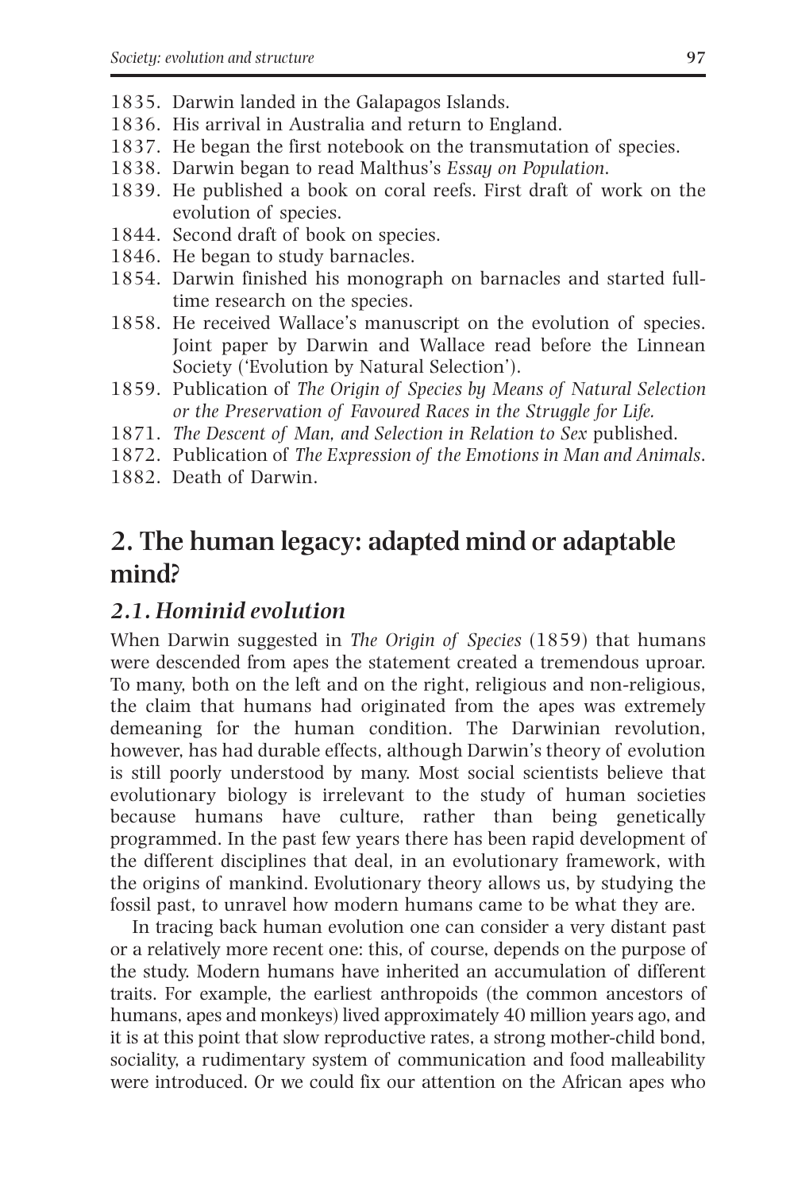1835. Darwin landed in the Galapagos Islands.
1836. His arrival in Australia and return to England.
1837. He began the first notebook on the transmutation of species.
1838. Darwin began to read Malthus's *Essay on Population*.
1839. He published a book on coral reefs. First draft of work on the evolution of species.
1844. Second draft of book on species.
1846. He began to study barnacles.
1854. Darwin finished his monograph on barnacles and started full-time research on the species.
1858. He received Wallace's manuscript on the evolution of species. Joint paper by Darwin and Wallace read before the Linnean Society ('Evolution by Natural Selection').
1859. Publication of *The Origin of Species by Means of Natural Selection or the Preservation of Favoured Races in the Struggle for Life.*
1871. *The Descent of Man, and Selection in Relation to Sex* published.
1872. Publication of *The Expression of the Emotions in Man and Animals*.
1882. Death of Darwin.

## 2. The human legacy: adapted mind or adaptable mind?

### *2.1. Hominid evolution*

When Darwin suggested in *The Origin of Species* (1859) that humans were descended from apes the statement created a tremendous uproar. To many, both on the left and on the right, religious and non-religious, the claim that humans had originated from the apes was extremely demeaning for the human condition. The Darwinian revolution, however, has had durable effects, although Darwin's theory of evolution is still poorly understood by many. Most social scientists believe that evolutionary biology is irrelevant to the study of human societies because humans have culture, rather than being genetically programmed. In the past few years there has been rapid development of the different disciplines that deal, in an evolutionary framework, with the origins of mankind. Evolutionary theory allows us, by studying the fossil past, to unravel how modern humans came to be what they are.

In tracing back human evolution one can consider a very distant past or a relatively more recent one: this, of course, depends on the purpose of the study. Modern humans have inherited an accumulation of different traits. For example, the earliest anthropoids (the common ancestors of humans, apes and monkeys) lived approximately 40 million years ago, and it is at this point that slow reproductive rates, a strong mother-child bond, sociality, a rudimentary system of communication and food malleability were introduced. Or we could fix our attention on the African apes who